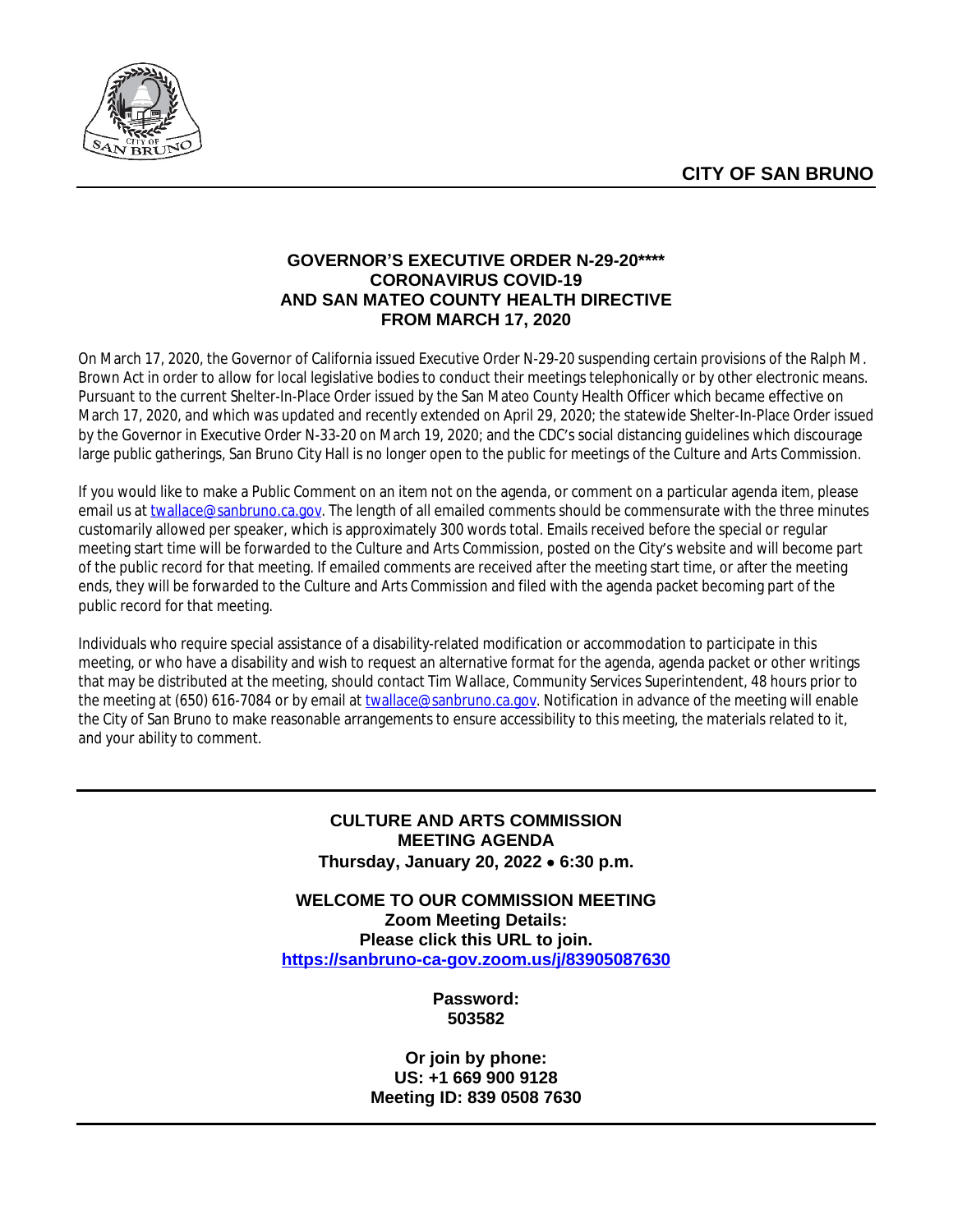**CITY OF SAN BRUNO**

---

**GOVERNOR'S EXECUTIVE ORDER N-29-20\*\*\*\***
**CORONAVIRUS COVID-19**
**AND SAN MATEO COUNTY HEALTH DIRECTIVE**
**FROM MARCH 17, 2020**

On March 17, 2020, the Governor of California issued Executive Order N-29-20 suspending certain provisions of the Ralph M. Brown Act in order to allow for local legislative bodies to conduct their meetings telephonically or by other electronic means. Pursuant to the current Shelter-In-Place Order issued by the San Mateo County Health Officer which became effective on March 17, 2020, and which was updated and recently extended on April 29, 2020; the statewide Shelter-In-Place Order issued by the Governor in Executive Order N-33-20 on March 19, 2020; and the CDC's social distancing guidelines which discourage large public gatherings, San Bruno City Hall is no longer open to the public for meetings of the Culture and Arts Commission.

If you would like to make a Public Comment on an item not on the agenda, or comment on a particular agenda item, please email us at twallace@sanbruno.ca.gov. The length of all emailed comments should be commensurate with the three minutes customarily allowed per speaker, which is approximately 300 words total. Emails received before the special or regular meeting start time will be forwarded to the Culture and Arts Commission, posted on the City's website and will become part of the public record for that meeting. If emailed comments are received after the meeting start time, or after the meeting ends, they will be forwarded to the Culture and Arts Commission and filed with the agenda packet becoming part of the public record for that meeting.

Individuals who require special assistance of a disability-related modification or accommodation to participate in this meeting, or who have a disability and wish to request an alternative format for the agenda, agenda packet or other writings that may be distributed at the meeting, should contact Tim Wallace, Community Services Superintendent, 48 hours prior to the meeting at (650) 616-7084 or by email at twallace@sanbruno.ca.gov. Notification in advance of the meeting will enable the City of San Bruno to make reasonable arrangements to ensure accessibility to this meeting, the materials related to it, and your ability to comment.

---

**CULTURE AND ARTS COMMISSION**
**MEETING AGENDA**
**Thursday, January 20, 2022 • 6:30 p.m.**

**WELCOME TO OUR COMMISSION MEETING**
**Zoom Meeting Details:**
**Please click this URL to join.**
**https://sanbruno-ca-gov.zoom.us/j/83905087630**

**Password:**
**503582**

**Or join by phone:**
**US: +1 669 900 9128**
**Meeting ID: 839 0508 7630**

---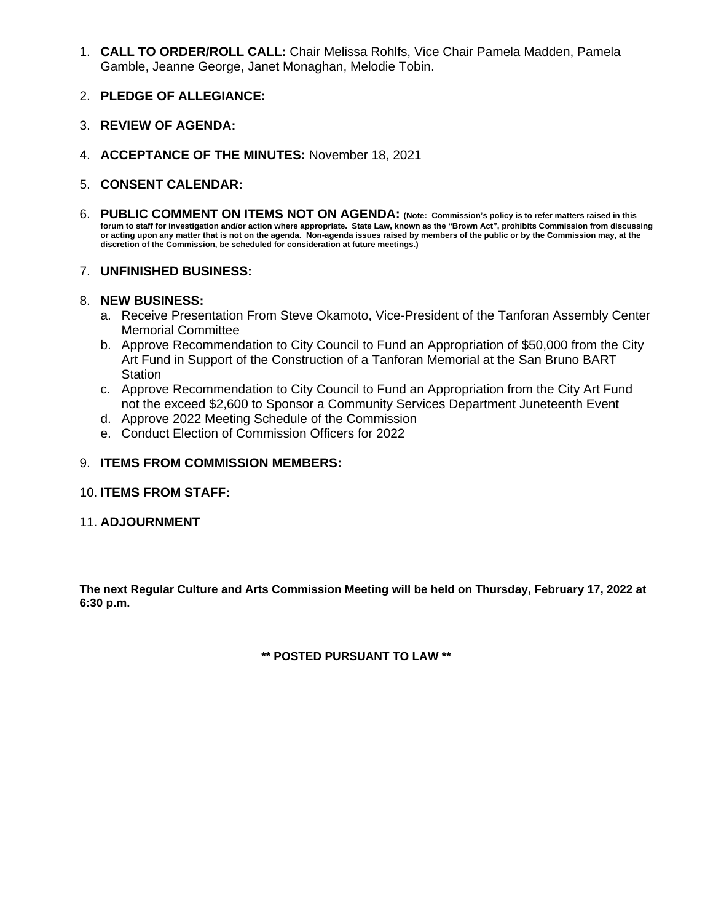1. **CALL TO ORDER/ROLL CALL:** Chair Melissa Rohlfs, Vice Chair Pamela Madden, Pamela Gamble, Jeanne George, Janet Monaghan, Melodie Tobin.

2. **PLEDGE OF ALLEGIANCE:**

3. **REVIEW OF AGENDA:**

4. **ACCEPTANCE OF THE MINUTES:** November 18, 2021

5. **CONSENT CALENDAR:**

6. **PUBLIC COMMENT ON ITEMS NOT ON AGENDA:** **(Note: Commission's policy is to refer matters raised in this forum to staff for investigation and/or action where appropriate. State Law, known as the "Brown Act", prohibits Commission from discussing or acting upon any matter that is not on the agenda. Non-agenda issues raised by members of the public or by the Commission may, at the discretion of the Commission, be scheduled for consideration at future meetings.)**

7. **UNFINISHED BUSINESS:**

8. **NEW BUSINESS:**
   a. Receive Presentation From Steve Okamoto, Vice-President of the Tanforan Assembly Center Memorial Committee
   b. Approve Recommendation to City Council to Fund an Appropriation of $50,000 from the City Art Fund in Support of the Construction of a Tanforan Memorial at the San Bruno BART Station
   c. Approve Recommendation to City Council to Fund an Appropriation from the City Art Fund not the exceed $2,600 to Sponsor a Community Services Department Juneteenth Event
   d. Approve 2022 Meeting Schedule of the Commission
   e. Conduct Election of Commission Officers for 2022

9. **ITEMS FROM COMMISSION MEMBERS:**

10. **ITEMS FROM STAFF:**

11. **ADJOURNMENT**

**The next Regular Culture and Arts Commission Meeting will be held on Thursday, February 17, 2022 at 6:30 p.m.**

**\*\* POSTED PURSUANT TO LAW \*\***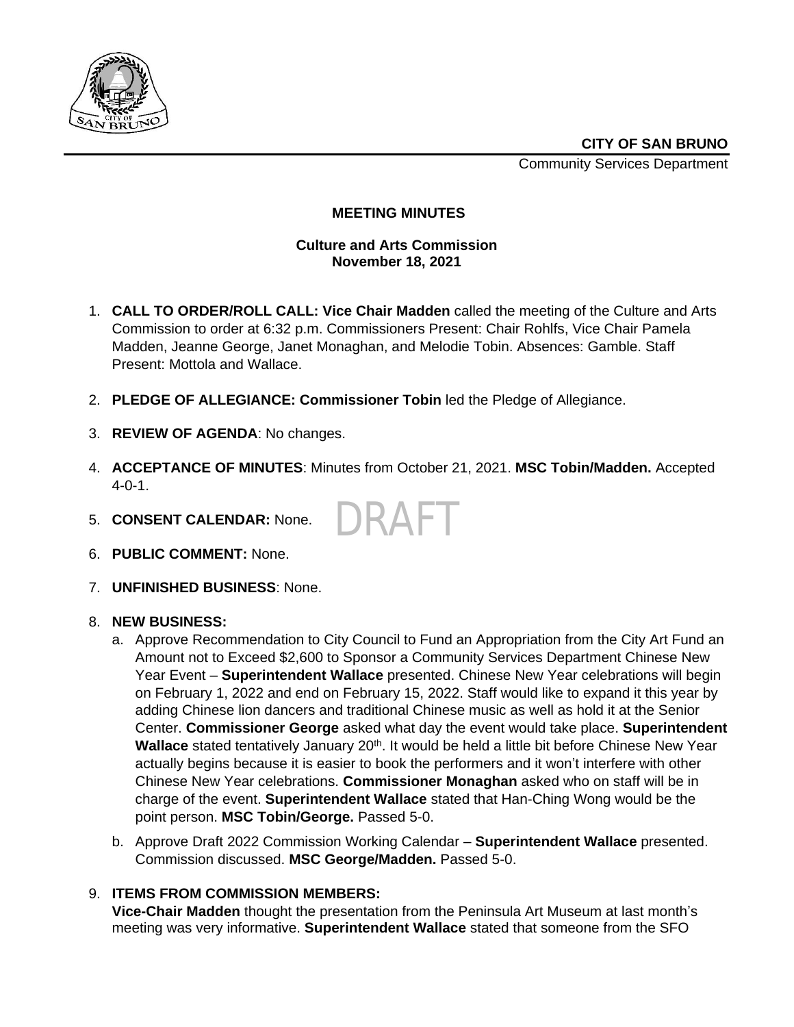**CITY OF SAN BRUNO**

Community Services Department

**MEETING MINUTES**

**Culture and Arts Commission**
**November 18, 2021**

DRAFT

1. **CALL TO ORDER/ROLL CALL: Vice Chair Madden** called the meeting of the Culture and Arts Commission to order at 6:32 p.m. Commissioners Present: Chair Rohlfs, Vice Chair Pamela Madden, Jeanne George, Janet Monaghan, and Melodie Tobin. Absences: Gamble. Staff Present: Mottola and Wallace.

2. **PLEDGE OF ALLEGIANCE: Commissioner Tobin** led the Pledge of Allegiance.

3. **REVIEW OF AGENDA**: No changes.

4. **ACCEPTANCE OF MINUTES**: Minutes from October 21, 2021. **MSC Tobin/Madden.** Accepted 4-0-1.

5. **CONSENT CALENDAR:** None.

6. **PUBLIC COMMENT:** None.

7. **UNFINISHED BUSINESS**: None.

8. **NEW BUSINESS:**
   a. Approve Recommendation to City Council to Fund an Appropriation from the City Art Fund an Amount not to Exceed $2,600 to Sponsor a Community Services Department Chinese New Year Event – **Superintendent Wallace** presented. Chinese New Year celebrations will begin on February 1, 2022 and end on February 15, 2022. Staff would like to expand it this year by adding Chinese lion dancers and traditional Chinese music as well as hold it at the Senior Center. **Commissioner George** asked what day the event would take place. **Superintendent Wallace** stated tentatively January 20th. It would be held a little bit before Chinese New Year actually begins because it is easier to book the performers and it won't interfere with other Chinese New Year celebrations. **Commissioner Monaghan** asked who on staff will be in charge of the event. **Superintendent Wallace** stated that Han-Ching Wong would be the point person. **MSC Tobin/George.** Passed 5-0.

   b. Approve Draft 2022 Commission Working Calendar – **Superintendent Wallace** presented. Commission discussed. **MSC George/Madden.** Passed 5-0.

9. **ITEMS FROM COMMISSION MEMBERS:**
   **Vice-Chair Madden** thought the presentation from the Peninsula Art Museum at last month's meeting was very informative. **Superintendent Wallace** stated that someone from the SFO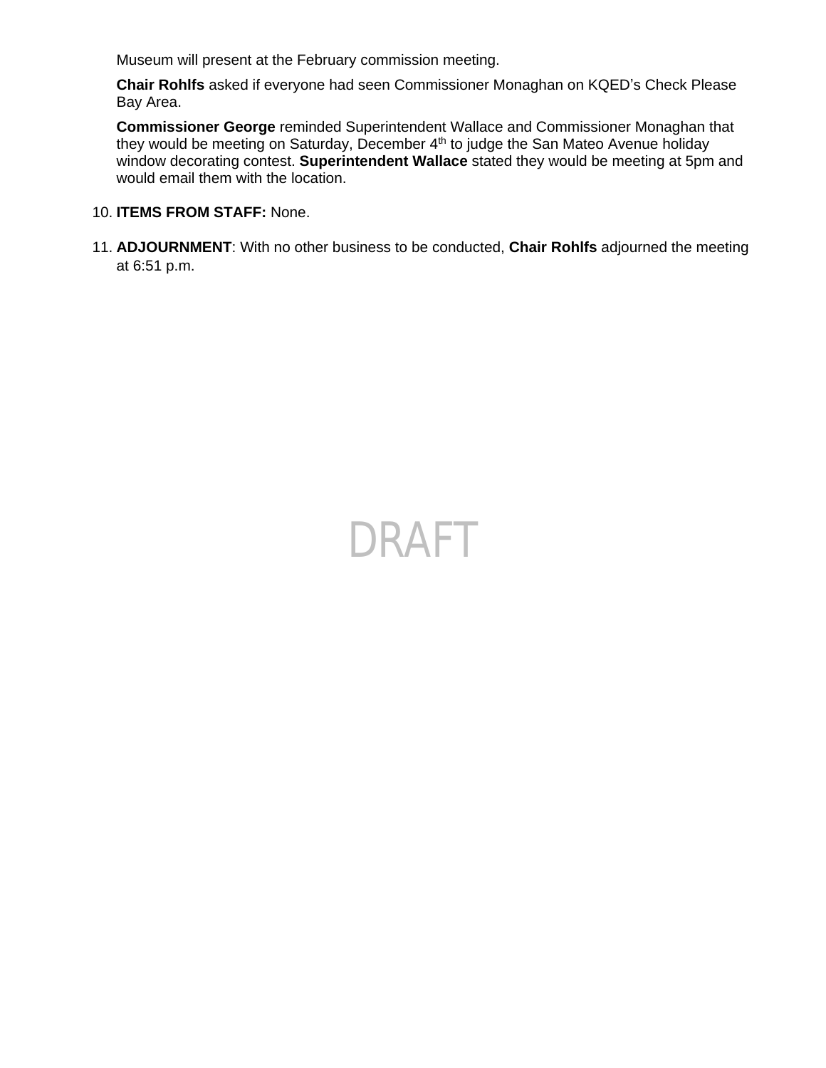Museum will present at the February commission meeting.

**Chair Rohlfs** asked if everyone had seen Commissioner Monaghan on KQED's Check Please Bay Area.

**Commissioner George** reminded Superintendent Wallace and Commissioner Monaghan that they would be meeting on Saturday, December 4th to judge the San Mateo Avenue holiday window decorating contest. **Superintendent Wallace** stated they would be meeting at 5pm and would email them with the location.

10. **ITEMS FROM STAFF:** None.

11. **ADJOURNMENT**: With no other business to be conducted, **Chair Rohlfs** adjourned the meeting at 6:51 p.m.

DRAFT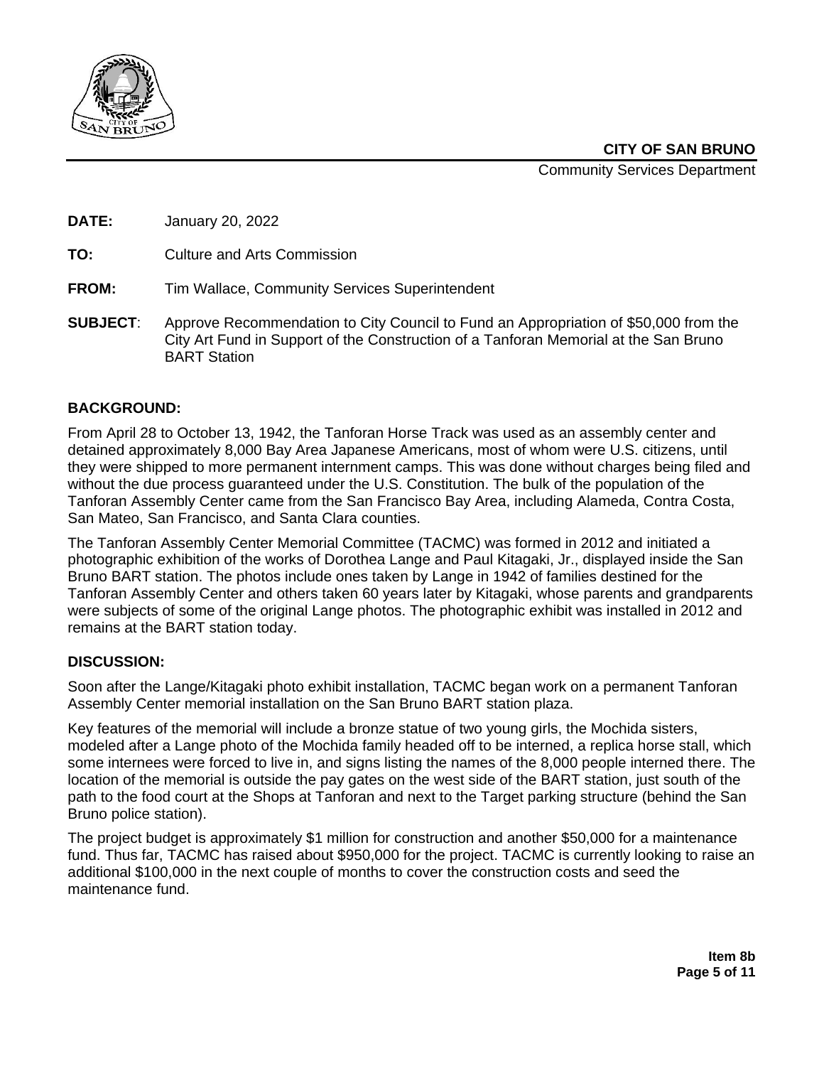**CITY OF SAN BRUNO**

Community Services Department

**DATE:** January 20, 2022

**TO:** Culture and Arts Commission

**FROM:** Tim Wallace, Community Services Superintendent

**SUBJECT**: Approve Recommendation to City Council to Fund an Appropriation of $50,000 from the City Art Fund in Support of the Construction of a Tanforan Memorial at the San Bruno BART Station

## BACKGROUND:

From April 28 to October 13, 1942, the Tanforan Horse Track was used as an assembly center and detained approximately 8,000 Bay Area Japanese Americans, most of whom were U.S. citizens, until they were shipped to more permanent internment camps. This was done without charges being filed and without the due process guaranteed under the U.S. Constitution. The bulk of the population of the Tanforan Assembly Center came from the San Francisco Bay Area, including Alameda, Contra Costa, San Mateo, San Francisco, and Santa Clara counties.

The Tanforan Assembly Center Memorial Committee (TACMC) was formed in 2012 and initiated a photographic exhibition of the works of Dorothea Lange and Paul Kitagaki, Jr., displayed inside the San Bruno BART station. The photos include ones taken by Lange in 1942 of families destined for the Tanforan Assembly Center and others taken 60 years later by Kitagaki, whose parents and grandparents were subjects of some of the original Lange photos. The photographic exhibit was installed in 2012 and remains at the BART station today.

## DISCUSSION:

Soon after the Lange/Kitagaki photo exhibit installation, TACMC began work on a permanent Tanforan Assembly Center memorial installation on the San Bruno BART station plaza.

Key features of the memorial will include a bronze statue of two young girls, the Mochida sisters, modeled after a Lange photo of the Mochida family headed off to be interned, a replica horse stall, which some internees were forced to live in, and signs listing the names of the 8,000 people interned there. The location of the memorial is outside the pay gates on the west side of the BART station, just south of the path to the food court at the Shops at Tanforan and next to the Target parking structure (behind the San Bruno police station).

The project budget is approximately $1 million for construction and another $50,000 for a maintenance fund. Thus far, TACMC has raised about $950,000 for the project. TACMC is currently looking to raise an additional $100,000 in the next couple of months to cover the construction costs and seed the maintenance fund.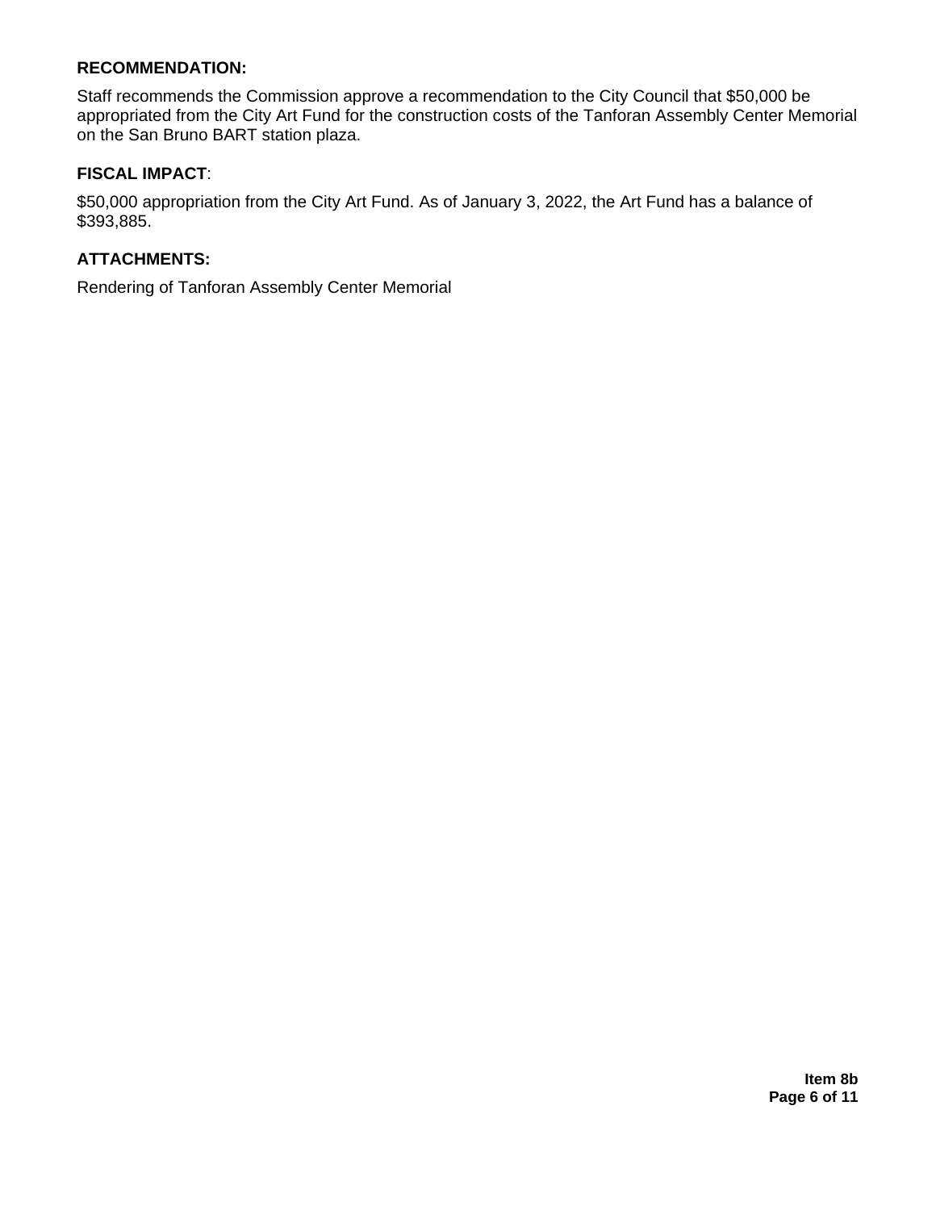**RECOMMENDATION:**

Staff recommends the Commission approve a recommendation to the City Council that $50,000 be appropriated from the City Art Fund for the construction costs of the Tanforan Assembly Center Memorial on the San Bruno BART station plaza.

**FISCAL IMPACT**:

$50,000 appropriation from the City Art Fund. As of January 3, 2022, the Art Fund has a balance of $393,885.

**ATTACHMENTS:**

Rendering of Tanforan Assembly Center Memorial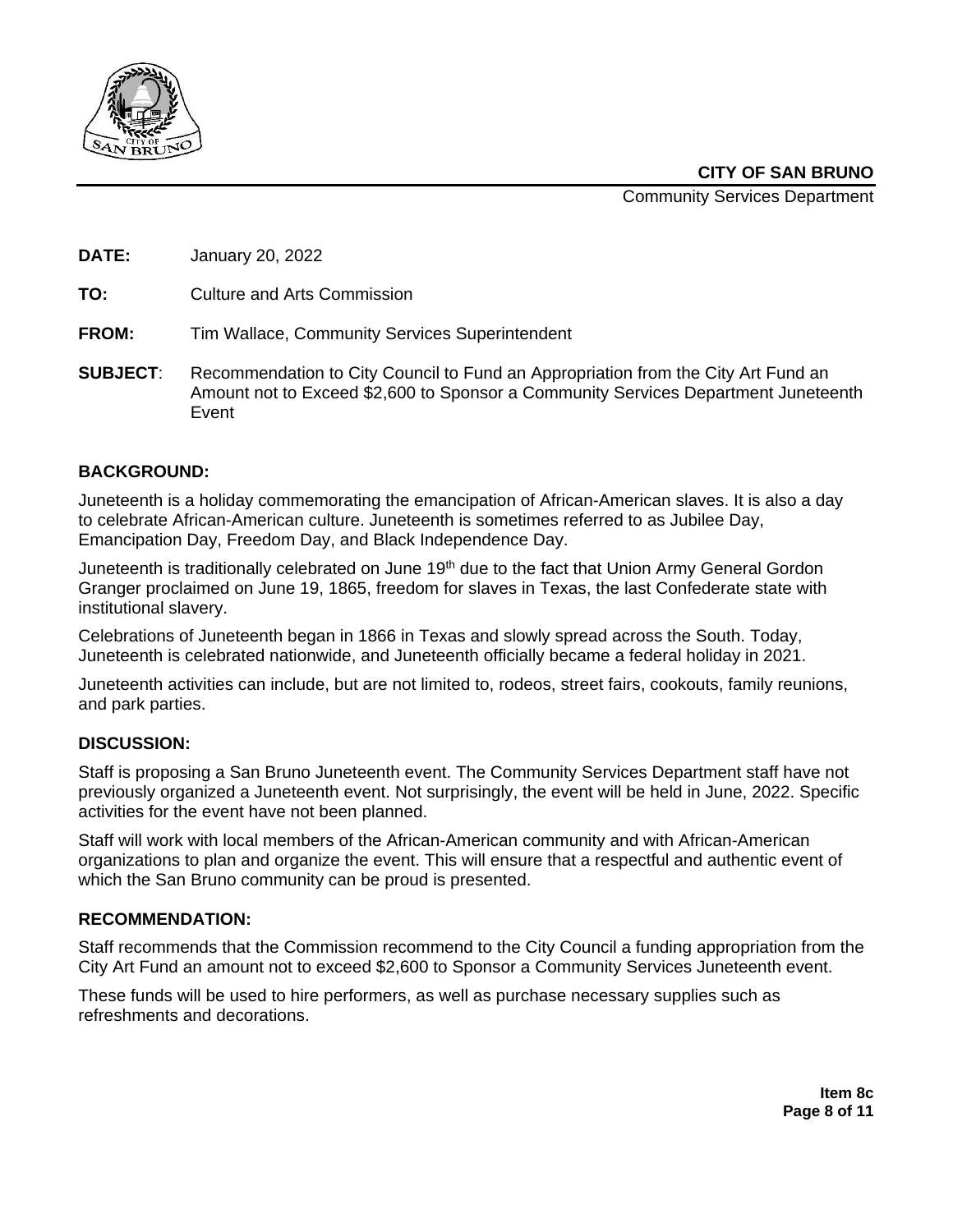**CITY OF SAN BRUNO**

Community Services Department

**DATE:** January 20, 2022

**TO:** Culture and Arts Commission

**FROM:** Tim Wallace, Community Services Superintendent

**SUBJECT**: Recommendation to City Council to Fund an Appropriation from the City Art Fund an Amount not to Exceed $2,600 to Sponsor a Community Services Department Juneteenth Event

## BACKGROUND:

Juneteenth is a holiday commemorating the emancipation of African-American slaves. It is also a day to celebrate African-American culture. Juneteenth is sometimes referred to as Jubilee Day, Emancipation Day, Freedom Day, and Black Independence Day.

Juneteenth is traditionally celebrated on June 19th due to the fact that Union Army General Gordon Granger proclaimed on June 19, 1865, freedom for slaves in Texas, the last Confederate state with institutional slavery.

Celebrations of Juneteenth began in 1866 in Texas and slowly spread across the South. Today, Juneteenth is celebrated nationwide, and Juneteenth officially became a federal holiday in 2021.

Juneteenth activities can include, but are not limited to, rodeos, street fairs, cookouts, family reunions, and park parties.

## DISCUSSION:

Staff is proposing a San Bruno Juneteenth event. The Community Services Department staff have not previously organized a Juneteenth event. Not surprisingly, the event will be held in June, 2022. Specific activities for the event have not been planned.

Staff will work with local members of the African-American community and with African-American organizations to plan and organize the event. This will ensure that a respectful and authentic event of which the San Bruno community can be proud is presented.

## RECOMMENDATION:

Staff recommends that the Commission recommend to the City Council a funding appropriation from the City Art Fund an amount not to exceed $2,600 to Sponsor a Community Services Juneteenth event.

These funds will be used to hire performers, as well as purchase necessary supplies such as refreshments and decorations.

**Item 8c**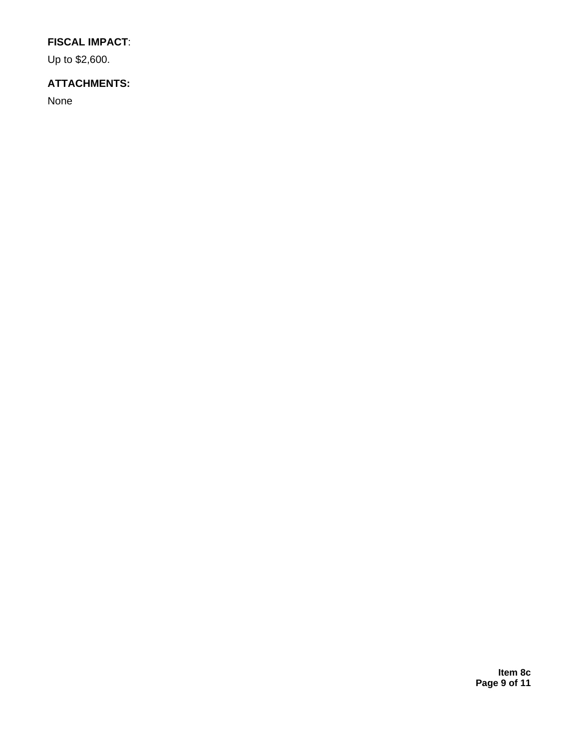**FISCAL IMPACT**:

Up to $2,600.

**ATTACHMENTS:**

None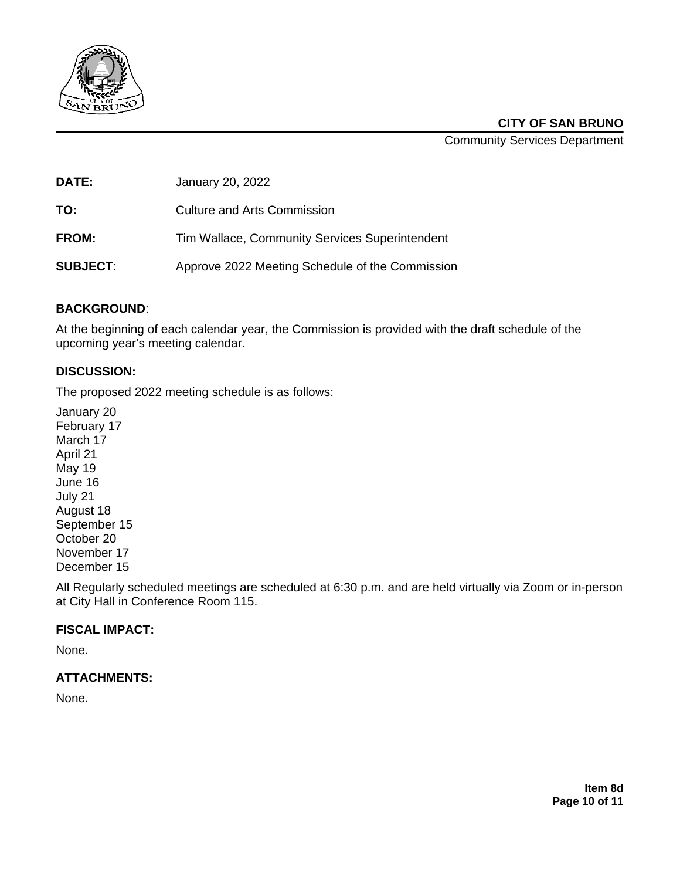**CITY OF SAN BRUNO**
Community Services Department

**DATE:** January 20, 2022

**TO:** Culture and Arts Commission

**FROM:** Tim Wallace, Community Services Superintendent

**SUBJECT**: Approve 2022 Meeting Schedule of the Commission

## BACKGROUND:

At the beginning of each calendar year, the Commission is provided with the draft schedule of the upcoming year's meeting calendar.

## DISCUSSION:

The proposed 2022 meeting schedule is as follows:

January 20
February 17
March 17
April 21
May 19
June 16
July 21
August 18
September 15
October 20
November 17
December 15

All Regularly scheduled meetings are scheduled at 6:30 p.m. and are held virtually via Zoom or in-person at City Hall in Conference Room 115.

## FISCAL IMPACT:

None.

## ATTACHMENTS:

None.

**Item 8d**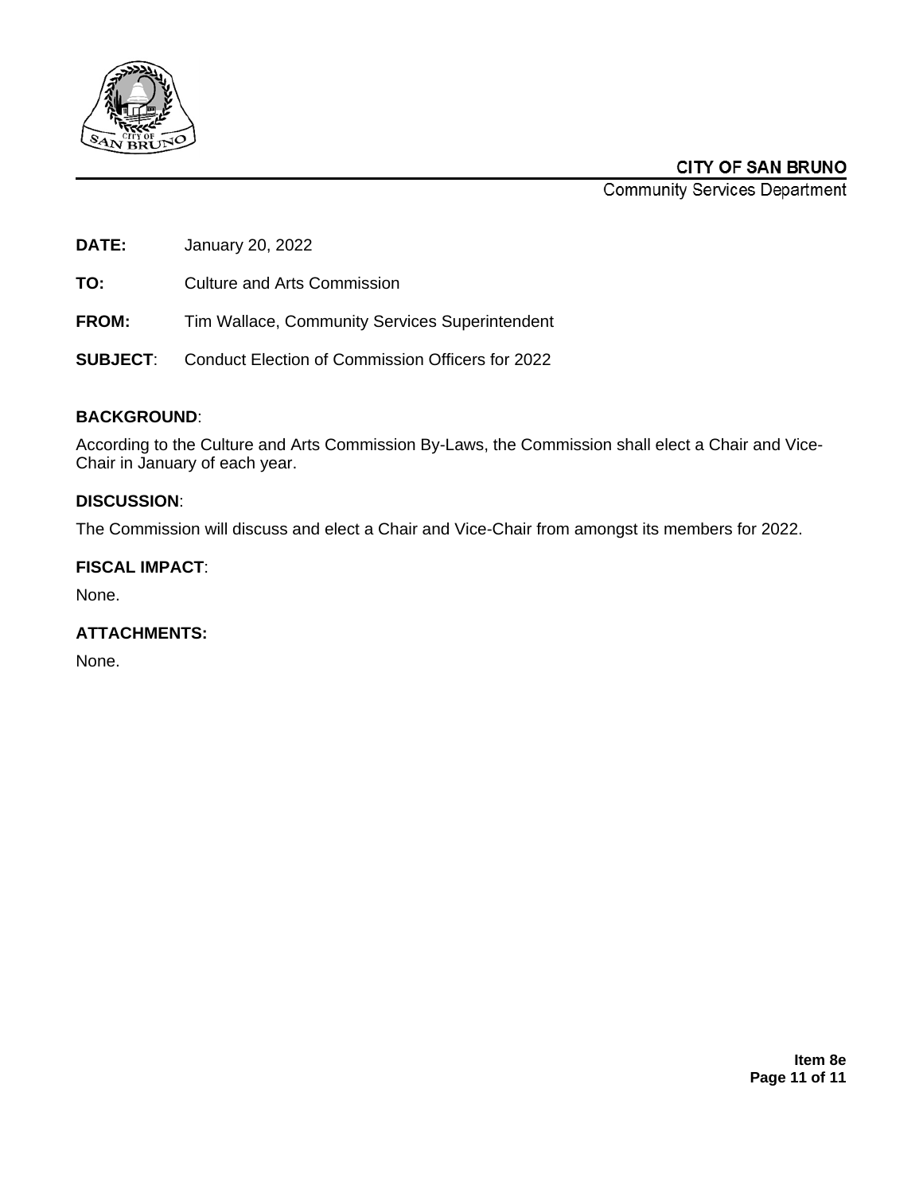**CITY OF SAN BRUNO**
Community Services Department

**DATE:** January 20, 2022

**TO:** Culture and Arts Commission

**FROM:** Tim Wallace, Community Services Superintendent

**SUBJECT**: Conduct Election of Commission Officers for 2022

**BACKGROUND**:

According to the Culture and Arts Commission By-Laws, the Commission shall elect a Chair and Vice-Chair in January of each year.

**DISCUSSION**:

The Commission will discuss and elect a Chair and Vice-Chair from amongst its members for 2022.

**FISCAL IMPACT**:

None.

**ATTACHMENTS:**

None.

**Item 8e**